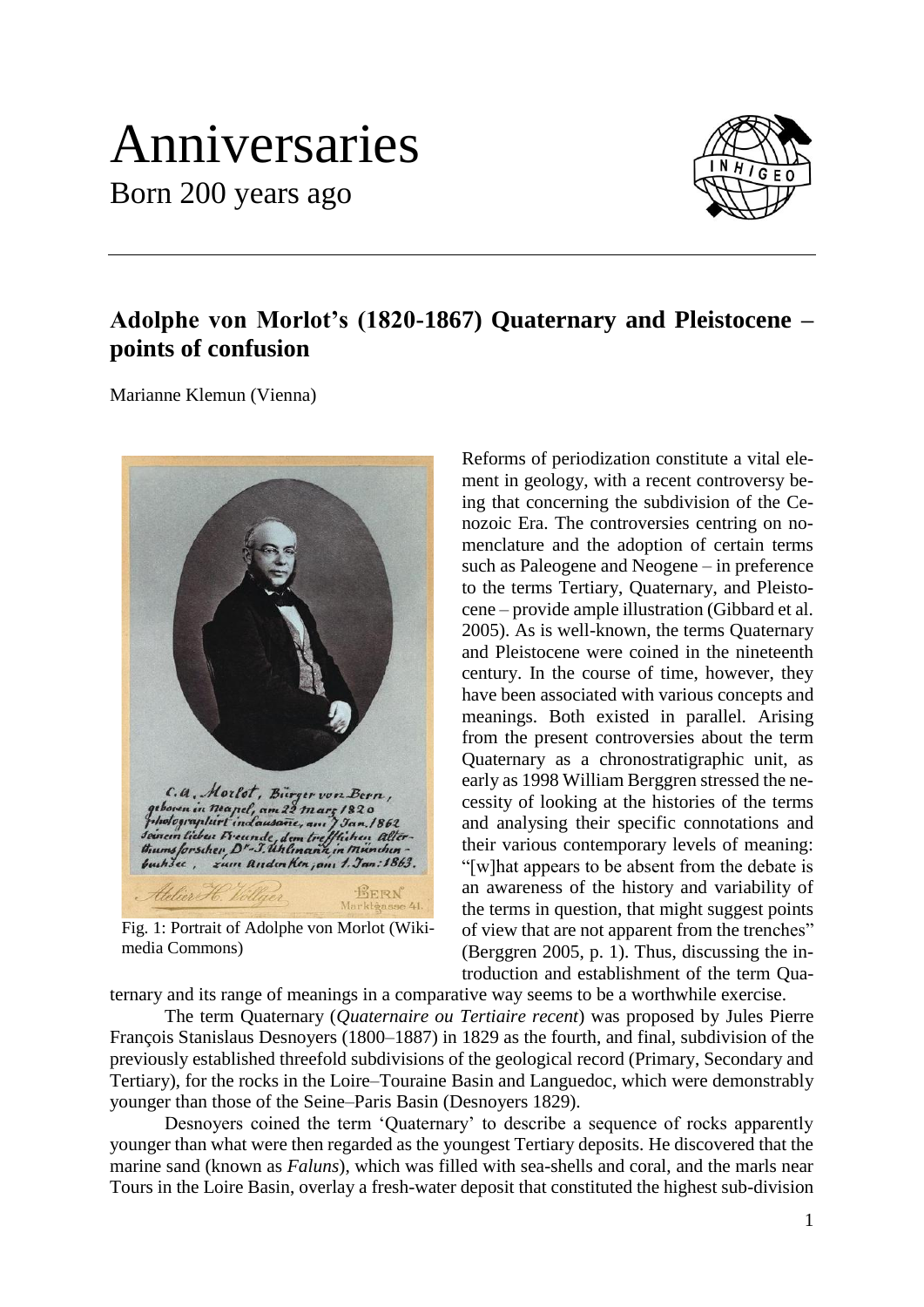# Anniversaries

Born 200 years ago

## Adolphe von Morlot's (1820-1867) Quaternary and Pleistocene – points of confusion

Marianne Klemun (Vienna)

Fig. 1: Portrait of Adolphe von Morlot (Wikimedia Commons)

Reforms of periodization constitute a vital element in geology, with a recent controversy being that concerning the subdivision of the Cenozoic Era. The controversies centring on nomenclature and the adoption of certain terms such as Paleogene and Neogene – in preference to the terms Tertiary, Quaternary, and Pleistocene – provide ample illustration (Gibbard et al. 2005). As is well-known, the terms Quaternary and Pleistocene were coined in the nineteenth century. In the course of time, however, they have been associated with various concepts and meanings. Both existed in parallel. Arising from the present controversies about the term Quaternary as a chronostratigraphic unit, as early as 1998 William Berggren stressed the necessity of looking at the histories of the terms and analysing their specific connotations and their various contemporary levels of meaning: "[w]hat appears to be absent from the debate is an awareness of the history and variability of the terms in question, that might suggest points of view that are not apparent from the trenches" (Berggren 2005, p. 1). Thus, discussing the introduction and establishment of the term Quaternary and its range of meanings in a comparative way seems to be a worthwhile exercise.

The term Quaternary (*Quaternaire ou Tertiaire recent*) was proposed by Jules Pierre François Stanislaus Desnoyers (1800–1887) in 1829 as the fourth, and final, subdivision of the previously established threefold subdivisions of the geological record (Primary, Secondary and Tertiary), for the rocks in the Loire–Touraine Basin and Languedoc, which were demonstrably younger than those of the Seine–Paris Basin (Desnoyers 1829).

Desnoyers coined the term 'Quaternary' to describe a sequence of rocks apparently younger than what were then regarded as the youngest Tertiary deposits. He discovered that the marine sand (known as *Faluns*), which was filled with sea-shells and coral, and the marls near Tours in the Loire Basin, overlay a fresh-water deposit that constituted the highest sub-division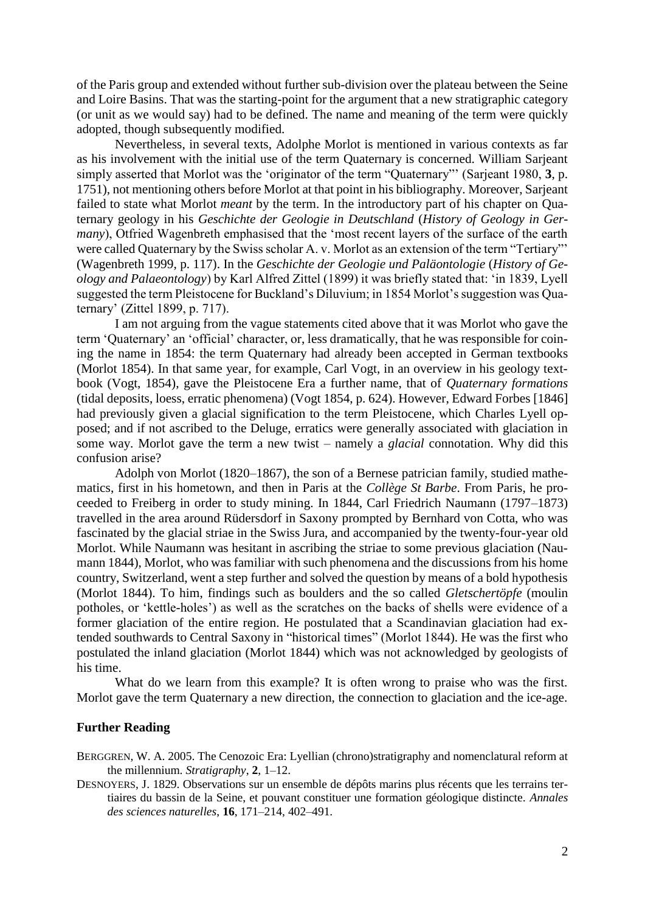of the Paris group and extended without further sub-division over the plateau between the Seine and Loire Basins. That was the starting-point for the argument that a new stratigraphic category (or unit as we would say) had to be defined. The name and meaning of the term were quickly adopted, though subsequently modified.

Nevertheless, in several texts, Adolphe Morlot is mentioned in various contexts as far as his involvement with the initial use of the term Quaternary is concerned. William Sarjeant simply asserted that Morlot was the 'originator of the term "Quaternary"' (Sarjeant 1980, **3**, p. 1751), not mentioning others before Morlot at that point in his bibliography. Moreover, Sarjeant failed to state what Morlot *meant* by the term. In the introductory part of his chapter on Quaternary geology in his *Geschichte der Geologie in Deutschland* (*History of Geology in Germany*), Otfried Wagenbreth emphasised that the 'most recent layers of the surface of the earth were called Quaternary by the Swiss scholar A. v. Morlot as an extension of the term "Tertiary"' (Wagenbreth 1999, p. 117). In the *Geschichte der Geologie und Paläontologie* (*History of Geology and Palaeontology*) by Karl Alfred Zittel (1899) it was briefly stated that: 'in 1839, Lyell suggested the term Pleistocene for Buckland's Diluvium; in 1854 Morlot's suggestion was Quaternary' (Zittel 1899, p. 717).

I am not arguing from the vague statements cited above that it was Morlot who gave the term 'Quaternary' an 'official' character, or, less dramatically, that he was responsible for coining the name in 1854: the term Quaternary had already been accepted in German textbooks (Morlot 1854). In that same year, for example, Carl Vogt, in an overview in his geology textbook (Vogt, 1854), gave the Pleistocene Era a further name, that of *Quaternary formations* (tidal deposits, loess, erratic phenomena) (Vogt 1854, p. 624). However, Edward Forbes [1846] had previously given a glacial signification to the term Pleistocene, which Charles Lyell opposed; and if not ascribed to the Deluge, erratics were generally associated with glaciation in some way. Morlot gave the term a new twist – namely a *glacial* connotation. Why did this confusion arise?

Adolph von Morlot (1820–1867), the son of a Bernese patrician family, studied mathematics, first in his hometown, and then in Paris at the *Collège St Barbe*. From Paris, he proceeded to Freiberg in order to study mining. In 1844, Carl Friedrich Naumann (1797–1873) travelled in the area around Rüdersdorf in Saxony prompted by Bernhard von Cotta, who was fascinated by the glacial striae in the Swiss Jura, and accompanied by the twenty-four-year old Morlot. While Naumann was hesitant in ascribing the striae to some previous glaciation (Naumann 1844), Morlot, who was familiar with such phenomena and the discussions from his home country, Switzerland, went a step further and solved the question by means of a bold hypothesis (Morlot 1844). To him, findings such as boulders and the so called *Gletschertöpfe* (moulin potholes, or 'kettle-holes') as well as the scratches on the backs of shells were evidence of a former glaciation of the entire region. He postulated that a Scandinavian glaciation had extended southwards to Central Saxony in "historical times" (Morlot 1844). He was the first who postulated the inland glaciation (Morlot 1844) which was not acknowledged by geologists of his time.

What do we learn from this example? It is often wrong to praise who was the first. Morlot gave the term Quaternary a new direction, the connection to glaciation and the ice-age.

## Further Reading

BERGGREN, W. A. 2005. The Cenozoic Era: Lyellian (chrono)stratigraphy and nomenclatural reform at the millennium. *Stratigraphy*, **2**, 1–12.

DESNOYERS, J. 1829. Observations sur un ensemble de dépôts marins plus récents que les terrains tertiaires du bassin de la Seine, et pouvant constituer une formation géologique distincte. *Annales des sciences naturelles*, **16**, 171–214, 402–491.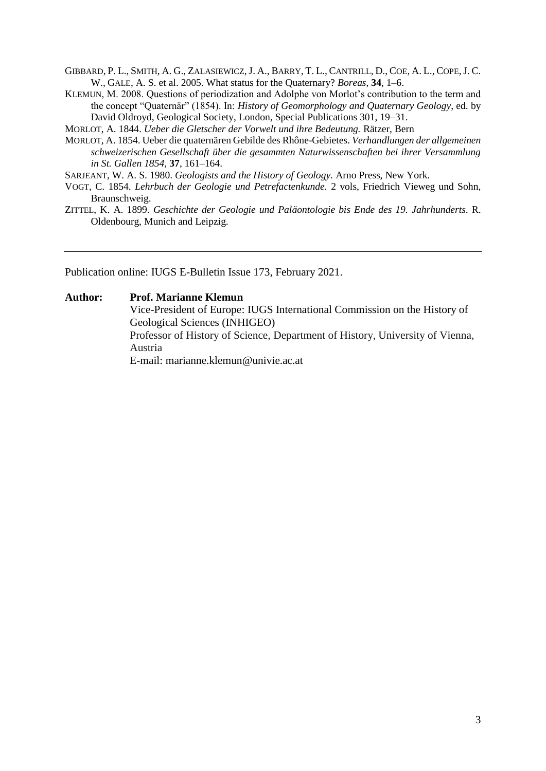GIBBARD, P. L., SMITH, A. G., ZALASIEWICZ, J. A., BARRY, T. L., CANTRILL, D., COE, A. L., COPE, J. C. W., GALE, A. S. et al. 2005. What status for the Quaternary? *Boreas*, **34**, 1–6.

KLEMUN, M. 2008. Questions of periodization and Adolphe von Morlot's contribution to the term and the concept "Quaternär" (1854). In: *History of Geomorphology and Quaternary Geology*, ed. by David Oldroyd, Geological Society, London, Special Publications 301, 19–31.

MORLOT, A. 1844. *Ueber die Gletscher der Vorwelt und ihre Bedeutung.* Rätzer, Bern

MORLOT, A. 1854. Ueber die quaternären Gebilde des Rhône-Gebietes. *Verhandlungen der allgemeinen schweizerischen Gesellschaft über die gesammten Naturwissenschaften bei ihrer Versammlung in St. Gallen 1854,* **37**, 161–164.

SARJEANT, W. A. S. 1980. *Geologists and the History of Geology.* Arno Press, New York.

VOGT, C. 1854. *Lehrbuch der Geologie und Petrefactenkunde.* 2 vols, Friedrich Vieweg und Sohn, Braunschweig.

ZITTEL, K. A. 1899. *Geschichte der Geologie und Paläontologie bis Ende des 19. Jahrhunderts.* R. Oldenbourg, Munich and Leipzig.

---

Publication online: IUGS E-Bulletin Issue 173, February 2021.

**Author:** **Prof. Marianne Klemun**
Vice-President of Europe: IUGS International Commission on the History of Geological Sciences (INHIGEO)
Professor of History of Science, Department of History, University of Vienna, Austria
E-mail: marianne.klemun@univie.ac.at